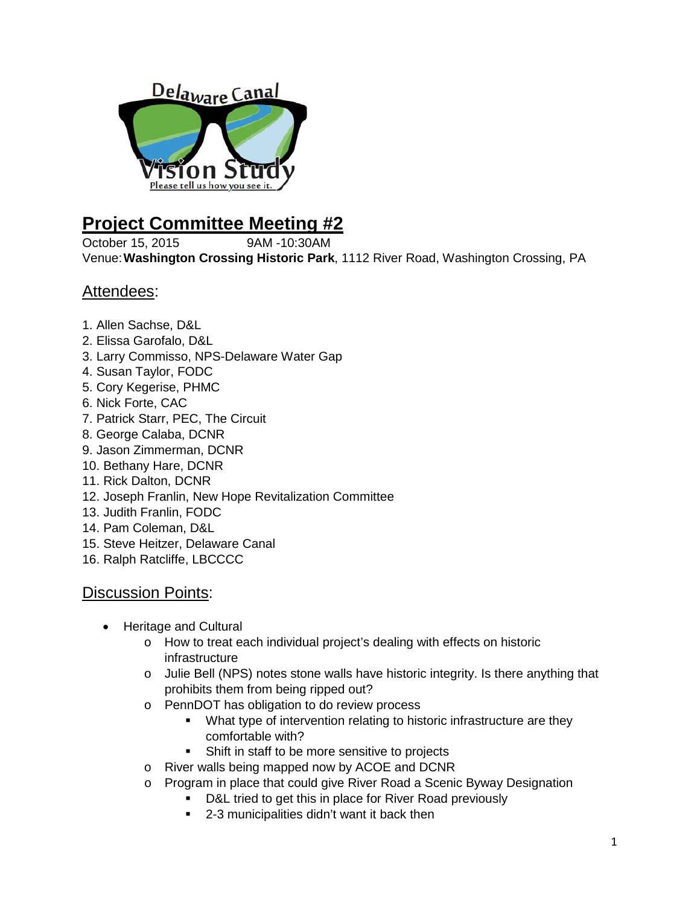# Project Committee Meeting #2

October 15, 2015 9AM -10:30AM

Venue: **Washington Crossing Historic Park**, 1112 River Road, Washington Crossing, PA

## Attendees:

1. Allen Sachse, D&L
2. Elissa Garofalo, D&L
3. Larry Commisso, NPS-Delaware Water Gap
4. Susan Taylor, FODC
5. Cory Kegerise, PHMC
6. Nick Forte, CAC
7. Patrick Starr, PEC, The Circuit
8. George Calaba, DCNR
9. Jason Zimmerman, DCNR
10. Bethany Hare, DCNR
11. Rick Dalton, DCNR
12. Joseph Franlin, New Hope Revitalization Committee
13. Judith Franlin, FODC
14. Pam Coleman, D&L
15. Steve Heitzer, Delaware Canal
16. Ralph Ratcliffe, LBCCCC

## Discussion Points:

- Heritage and Cultural
  - How to treat each individual project's dealing with effects on historic infrastructure
  - Julie Bell (NPS) notes stone walls have historic integrity. Is there anything that prohibits them from being ripped out?
  - PennDOT has obligation to do review process
    - What type of intervention relating to historic infrastructure are they comfortable with?
    - Shift in staff to be more sensitive to projects
  - River walls being mapped now by ACOE and DCNR
  - Program in place that could give River Road a Scenic Byway Designation
    - D&L tried to get this in place for River Road previously
    - 2-3 municipalities didn't want it back then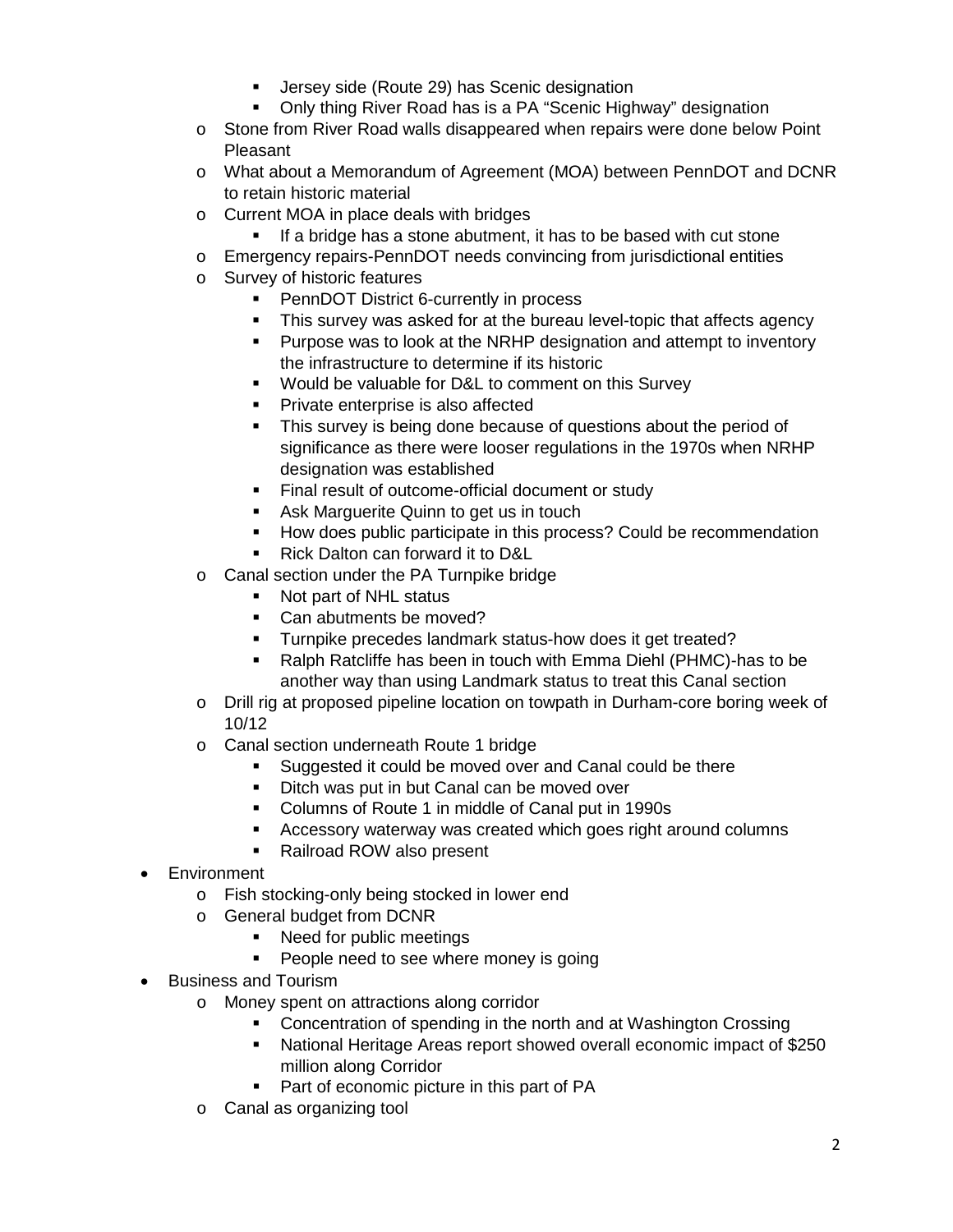- Jersey side (Route 29) has Scenic designation
    - Only thing River Road has is a PA “Scenic Highway” designation
  - Stone from River Road walls disappeared when repairs were done below Point Pleasant
  - What about a Memorandum of Agreement (MOA) between PennDOT and DCNR to retain historic material
  - Current MOA in place deals with bridges
    - If a bridge has a stone abutment, it has to be based with cut stone
  - Emergency repairs-PennDOT needs convincing from jurisdictional entities
  - Survey of historic features
    - PennDOT District 6-currently in process
    - This survey was asked for at the bureau level-topic that affects agency
    - Purpose was to look at the NRHP designation and attempt to inventory the infrastructure to determine if its historic
    - Would be valuable for D&L to comment on this Survey
    - Private enterprise is also affected
    - This survey is being done because of questions about the period of significance as there were looser regulations in the 1970s when NRHP designation was established
    - Final result of outcome-official document or study
    - Ask Marguerite Quinn to get us in touch
    - How does public participate in this process? Could be recommendation
    - Rick Dalton can forward it to D&L
  - Canal section under the PA Turnpike bridge
    - Not part of NHL status
    - Can abutments be moved?
    - Turnpike precedes landmark status-how does it get treated?
    - Ralph Ratcliffe has been in touch with Emma Diehl (PHMC)-has to be another way than using Landmark status to treat this Canal section
  - Drill rig at proposed pipeline location on towpath in Durham-core boring week of 10/12
  - Canal section underneath Route 1 bridge
    - Suggested it could be moved over and Canal could be there
    - Ditch was put in but Canal can be moved over
    - Columns of Route 1 in middle of Canal put in 1990s
    - Accessory waterway was created which goes right around columns
    - Railroad ROW also present
- Environment
  - Fish stocking-only being stocked in lower end
  - General budget from DCNR
    - Need for public meetings
    - People need to see where money is going
- Business and Tourism
  - Money spent on attractions along corridor
    - Concentration of spending in the north and at Washington Crossing
    - National Heritage Areas report showed overall economic impact of $250 million along Corridor
    - Part of economic picture in this part of PA
  - Canal as organizing tool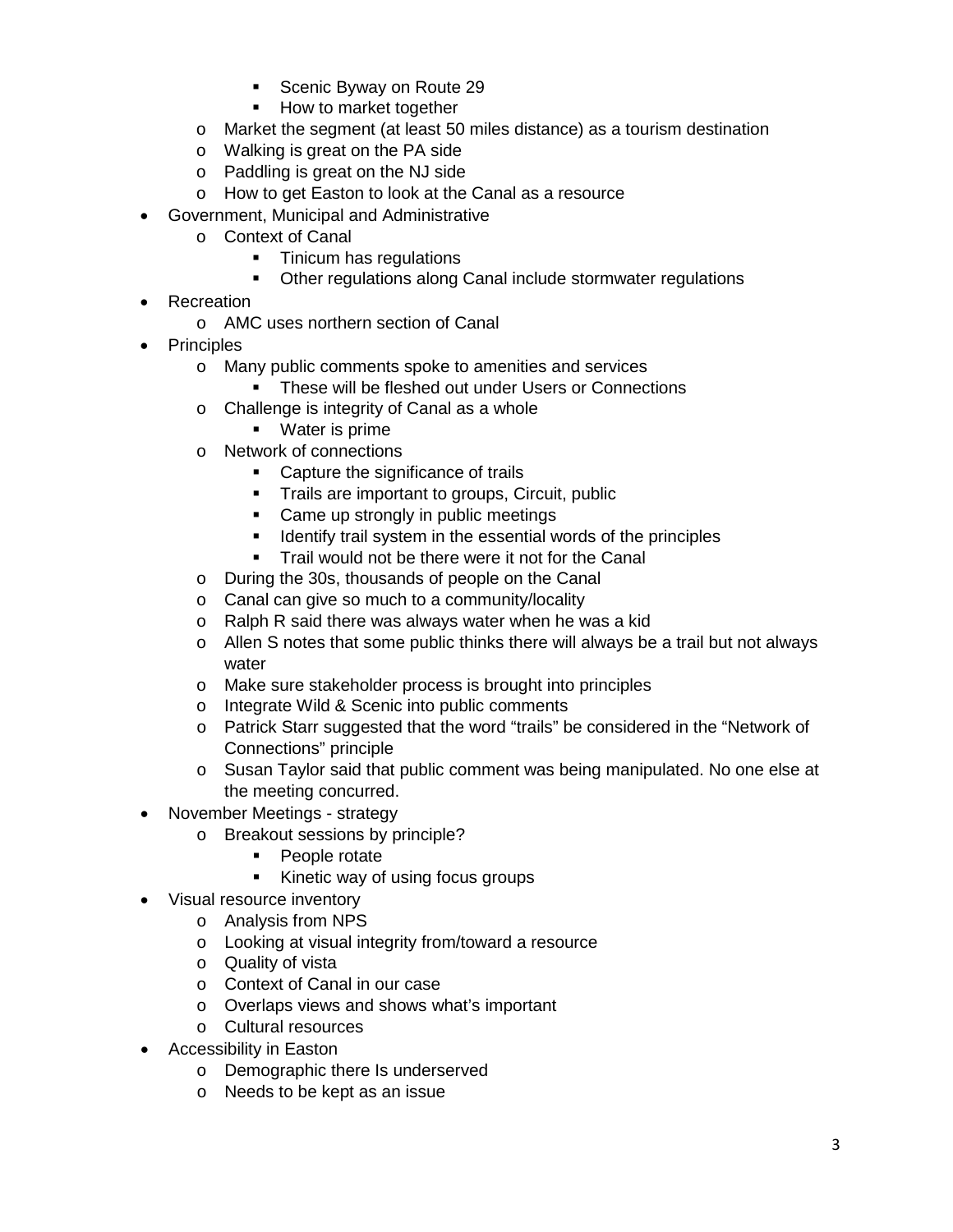- Scenic Byway on Route 29
        - How to market together
    - Market the segment (at least 50 miles distance) as a tourism destination
    - Walking is great on the PA side
    - Paddling is great on the NJ side
    - How to get Easton to look at the Canal as a resource
- Government, Municipal and Administrative
    - Context of Canal
        - Tinicum has regulations
        - Other regulations along Canal include stormwater regulations
- Recreation
    - AMC uses northern section of Canal
- Principles
    - Many public comments spoke to amenities and services
        - These will be fleshed out under Users or Connections
    - Challenge is integrity of Canal as a whole
        - Water is prime
    - Network of connections
        - Capture the significance of trails
        - Trails are important to groups, Circuit, public
        - Came up strongly in public meetings
        - Identify trail system in the essential words of the principles
        - Trail would not be there were it not for the Canal
    - During the 30s, thousands of people on the Canal
    - Canal can give so much to a community/locality
    - Ralph R said there was always water when he was a kid
    - Allen S notes that some public thinks there will always be a trail but not always water
    - Make sure stakeholder process is brought into principles
    - Integrate Wild & Scenic into public comments
    - Patrick Starr suggested that the word "trails" be considered in the "Network of Connections" principle
    - Susan Taylor said that public comment was being manipulated. No one else at the meeting concurred.
- November Meetings - strategy
    - Breakout sessions by principle?
        - People rotate
        - Kinetic way of using focus groups
- Visual resource inventory
    - Analysis from NPS
    - Looking at visual integrity from/toward a resource
    - Quality of vista
    - Context of Canal in our case
    - Overlaps views and shows what's important
    - Cultural resources
- Accessibility in Easton
    - Demographic there Is underserved
    - Needs to be kept as an issue